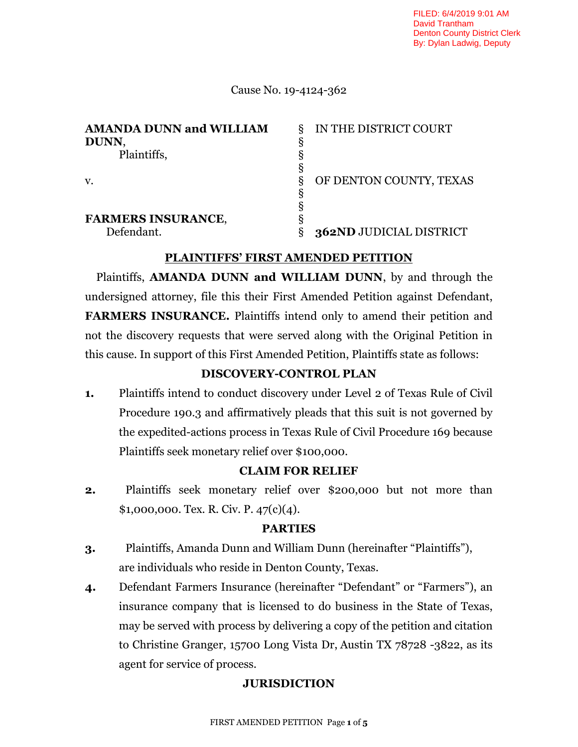FILED: 6/4/2019 9:01 AM
David Trantham
Denton County District Clerk
By: Dylan Ladwig, Deputy

Cause No. 19-4124-362

| | | |
|---|---|---|
| **AMANDA DUNN and WILLIAM DUNN**, Plaintiffs, | § | IN THE DISTRICT COURT |
| v. | § | OF DENTON COUNTY, TEXAS |
| **FARMERS INSURANCE**, Defendant. | § | **362ND** JUDICIAL DISTRICT |

## PLAINTIFFS' FIRST AMENDED PETITION

Plaintiffs, **AMANDA DUNN and WILLIAM DUNN**, by and through the undersigned attorney, file this their First Amended Petition against Defendant, **FARMERS INSURANCE.** Plaintiffs intend only to amend their petition and not the discovery requests that were served along with the Original Petition in this cause. In support of this First Amended Petition, Plaintiffs state as follows:

### DISCOVERY-CONTROL PLAN

**1.** Plaintiffs intend to conduct discovery under Level 2 of Texas Rule of Civil Procedure 190.3 and affirmatively pleads that this suit is not governed by the expedited-actions process in Texas Rule of Civil Procedure 169 because Plaintiffs seek monetary relief over $100,000.

### CLAIM FOR RELIEF

**2.** Plaintiffs seek monetary relief over $200,000 but not more than $1,000,000. Tex. R. Civ. P. 47(c)(4).

### PARTIES

**3.** Plaintiffs, Amanda Dunn and William Dunn (hereinafter "Plaintiffs"), are individuals who reside in Denton County, Texas.

**4.** Defendant Farmers Insurance (hereinafter "Defendant" or "Farmers"), an insurance company that is licensed to do business in the State of Texas, may be served with process by delivering a copy of the petition and citation to Christine Granger, 15700 Long Vista Dr, Austin TX 78728 -3822, as its agent for service of process.

### JURISDICTION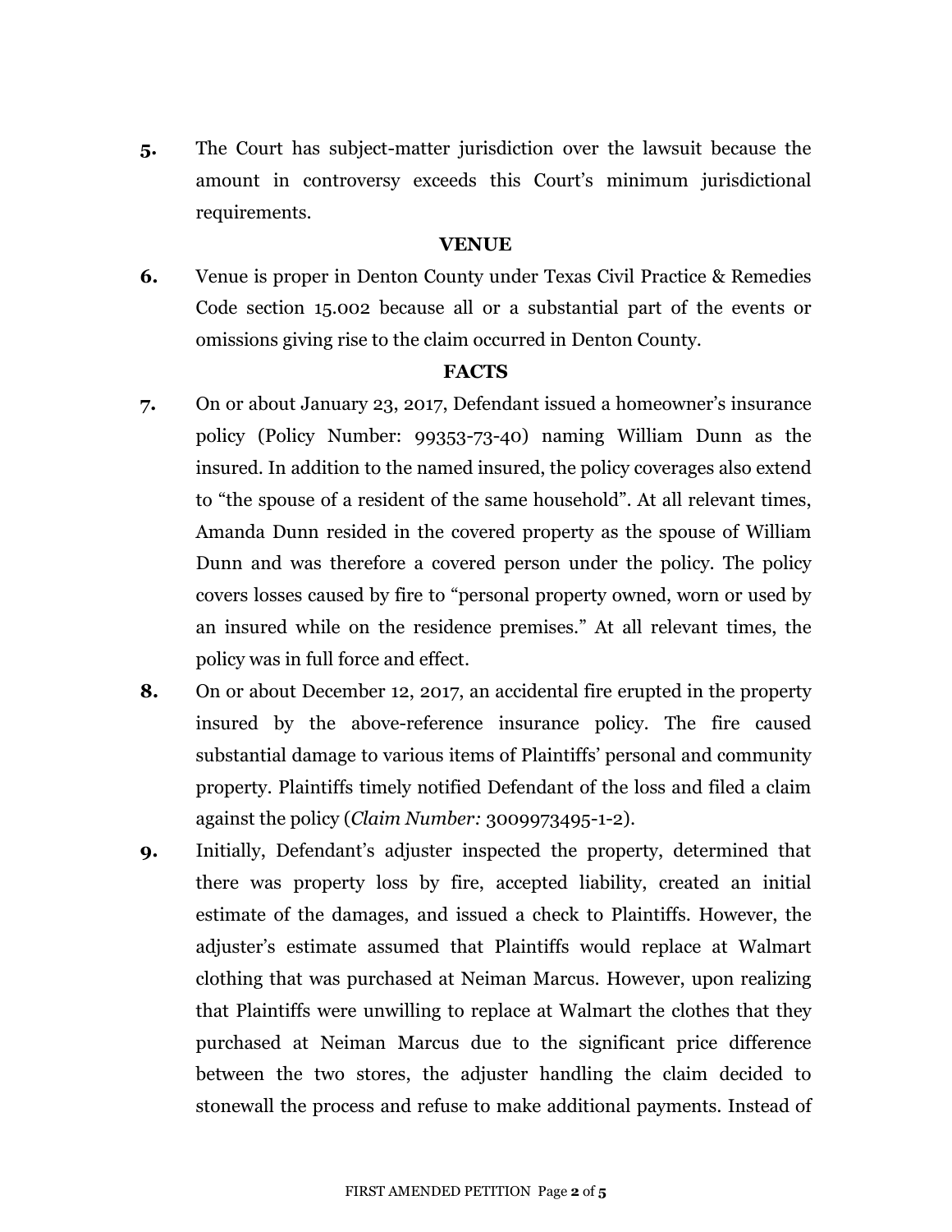**5.** The Court has subject-matter jurisdiction over the lawsuit because the amount in controversy exceeds this Court's minimum jurisdictional requirements.

## VENUE

**6.** Venue is proper in Denton County under Texas Civil Practice & Remedies Code section 15.002 because all or a substantial part of the events or omissions giving rise to the claim occurred in Denton County.

## FACTS

**7.** On or about January 23, 2017, Defendant issued a homeowner's insurance policy (Policy Number: 99353-73-40) naming William Dunn as the insured. In addition to the named insured, the policy coverages also extend to "the spouse of a resident of the same household". At all relevant times, Amanda Dunn resided in the covered property as the spouse of William Dunn and was therefore a covered person under the policy. The policy covers losses caused by fire to "personal property owned, worn or used by an insured while on the residence premises." At all relevant times, the policy was in full force and effect.

**8.** On or about December 12, 2017, an accidental fire erupted in the property insured by the above-reference insurance policy. The fire caused substantial damage to various items of Plaintiffs' personal and community property. Plaintiffs timely notified Defendant of the loss and filed a claim against the policy (*Claim Number:* 3009973495-1-2).

**9.** Initially, Defendant's adjuster inspected the property, determined that there was property loss by fire, accepted liability, created an initial estimate of the damages, and issued a check to Plaintiffs. However, the adjuster's estimate assumed that Plaintiffs would replace at Walmart clothing that was purchased at Neiman Marcus. However, upon realizing that Plaintiffs were unwilling to replace at Walmart the clothes that they purchased at Neiman Marcus due to the significant price difference between the two stores, the adjuster handling the claim decided to stonewall the process and refuse to make additional payments. Instead of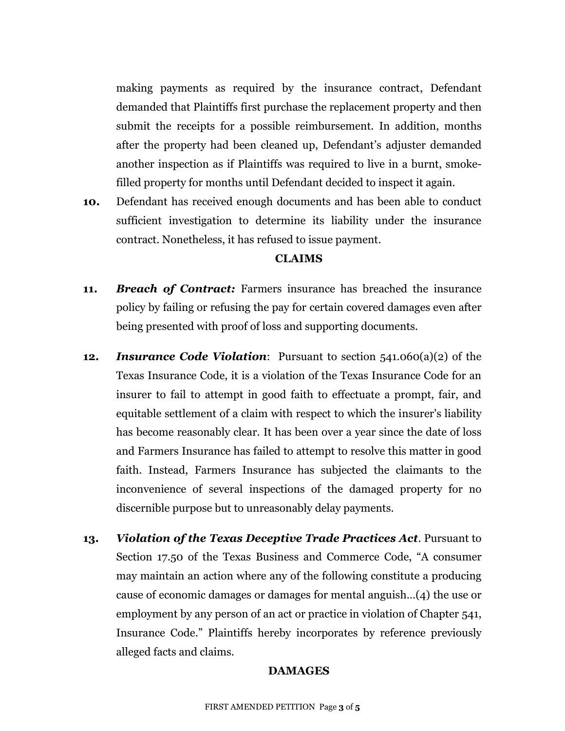making payments as required by the insurance contract, Defendant demanded that Plaintiffs first purchase the replacement property and then submit the receipts for a possible reimbursement. In addition, months after the property had been cleaned up, Defendant's adjuster demanded another inspection as if Plaintiffs was required to live in a burnt, smoke-filled property for months until Defendant decided to inspect it again.

**10.** Defendant has received enough documents and has been able to conduct sufficient investigation to determine its liability under the insurance contract. Nonetheless, it has refused to issue payment.

## CLAIMS

**11.** ***Breach of Contract:*** Farmers insurance has breached the insurance policy by failing or refusing the pay for certain covered damages even after being presented with proof of loss and supporting documents.

**12.** ***Insurance Code Violation***: Pursuant to section 541.060(a)(2) of the Texas Insurance Code, it is a violation of the Texas Insurance Code for an insurer to fail to attempt in good faith to effectuate a prompt, fair, and equitable settlement of a claim with respect to which the insurer's liability has become reasonably clear. It has been over a year since the date of loss and Farmers Insurance has failed to attempt to resolve this matter in good faith. Instead, Farmers Insurance has subjected the claimants to the inconvenience of several inspections of the damaged property for no discernible purpose but to unreasonably delay payments.

**13.** ***Violation of the Texas Deceptive Trade Practices Act***. Pursuant to Section 17.50 of the Texas Business and Commerce Code, "A consumer may maintain an action where any of the following constitute a producing cause of economic damages or damages for mental anguish…(4) the use or employment by any person of an act or practice in violation of Chapter 541, Insurance Code." Plaintiffs hereby incorporates by reference previously alleged facts and claims.

## DAMAGES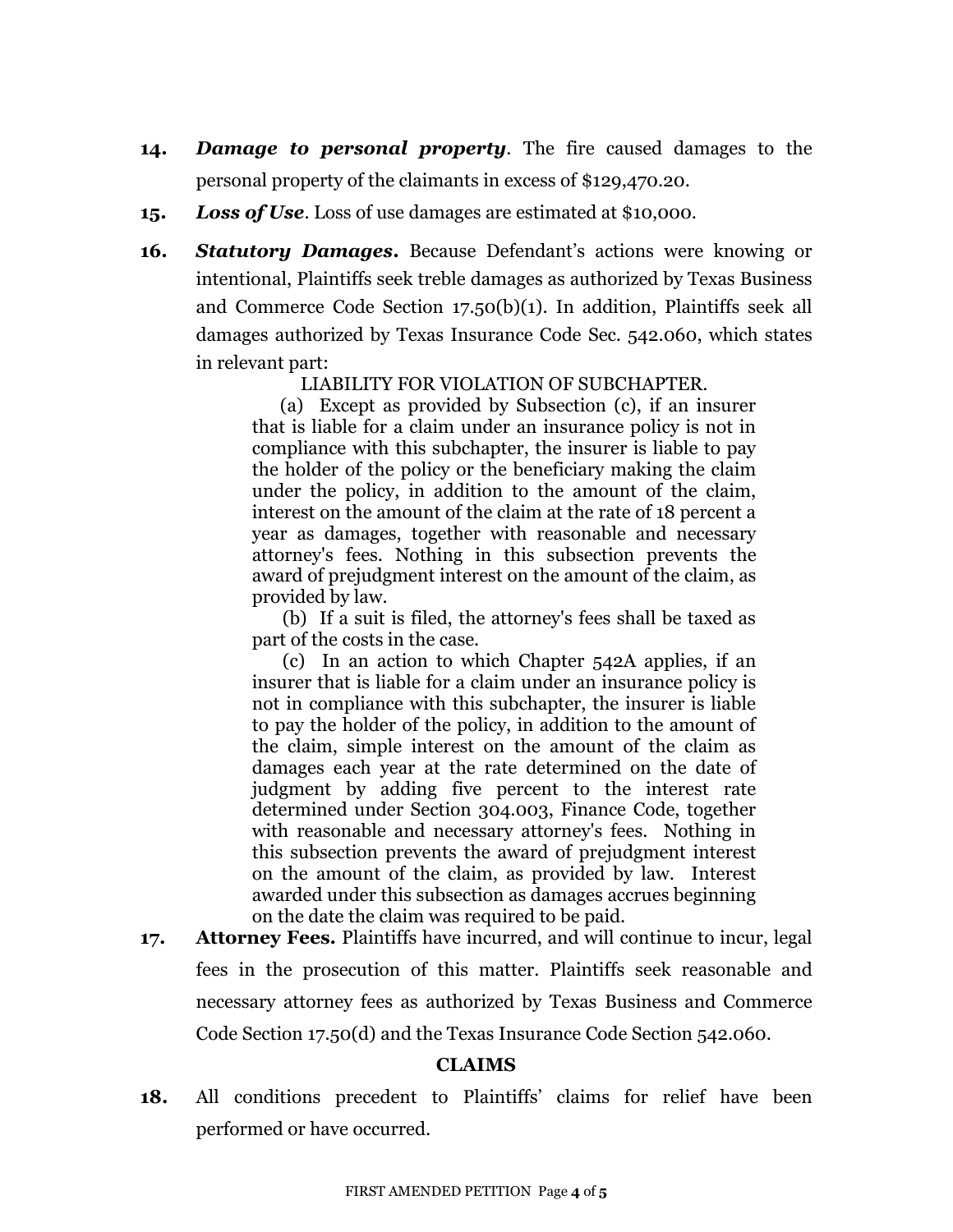**14.** ***Damage to personal property***. The fire caused damages to the personal property of the claimants in excess of $129,470.20.

**15.** ***Loss of Use***. Loss of use damages are estimated at $10,000.

**16.** ***Statutory Damages.*** Because Defendant's actions were knowing or intentional, Plaintiffs seek treble damages as authorized by Texas Business and Commerce Code Section 17.50(b)(1). In addition, Plaintiffs seek all damages authorized by Texas Insurance Code Sec. 542.060, which states in relevant part:

> LIABILITY FOR VIOLATION OF SUBCHAPTER.
>
> (a) Except as provided by Subsection (c), if an insurer that is liable for a claim under an insurance policy is not in compliance with this subchapter, the insurer is liable to pay the holder of the policy or the beneficiary making the claim under the policy, in addition to the amount of the claim, interest on the amount of the claim at the rate of 18 percent a year as damages, together with reasonable and necessary attorney's fees. Nothing in this subsection prevents the award of prejudgment interest on the amount of the claim, as provided by law.
>
> (b) If a suit is filed, the attorney's fees shall be taxed as part of the costs in the case.
>
> (c) In an action to which Chapter 542A applies, if an insurer that is liable for a claim under an insurance policy is not in compliance with this subchapter, the insurer is liable to pay the holder of the policy, in addition to the amount of the claim, simple interest on the amount of the claim as damages each year at the rate determined on the date of judgment by adding five percent to the interest rate determined under Section 304.003, Finance Code, together with reasonable and necessary attorney's fees. Nothing in this subsection prevents the award of prejudgment interest on the amount of the claim, as provided by law. Interest awarded under this subsection as damages accrues beginning on the date the claim was required to be paid.

**17.** **Attorney Fees.** Plaintiffs have incurred, and will continue to incur, legal fees in the prosecution of this matter. Plaintiffs seek reasonable and necessary attorney fees as authorized by Texas Business and Commerce Code Section 17.50(d) and the Texas Insurance Code Section 542.060.

## CLAIMS

**18.** All conditions precedent to Plaintiffs' claims for relief have been performed or have occurred.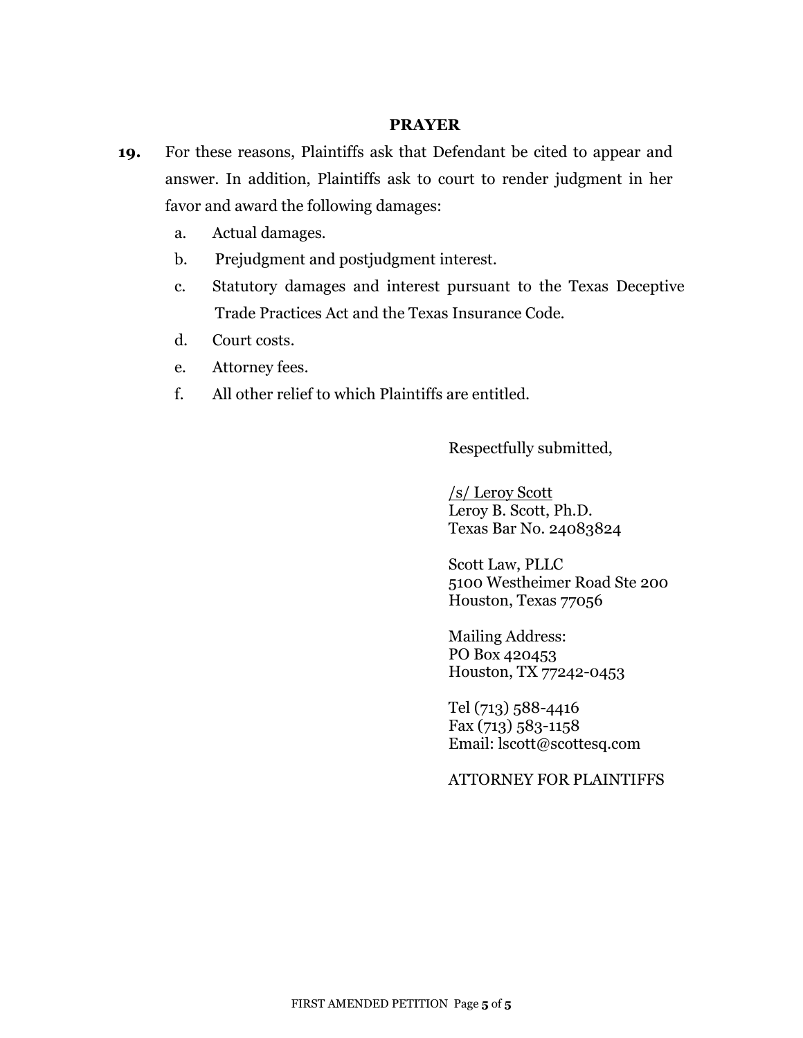## PRAYER

**19.** For these reasons, Plaintiffs ask that Defendant be cited to appear and answer. In addition, Plaintiffs ask to court to render judgment in her favor and award the following damages:

a. Actual damages.

b. Prejudgment and postjudgment interest.

c. Statutory damages and interest pursuant to the Texas Deceptive Trade Practices Act and the Texas Insurance Code.

d. Court costs.

e. Attorney fees.

f. All other relief to which Plaintiffs are entitled.

Respectfully submitted,

/s/ Leroy Scott
Leroy B. Scott, Ph.D.
Texas Bar No. 24083824

Scott Law, PLLC
5100 Westheimer Road Ste 200
Houston, Texas 77056

Mailing Address:
PO Box 420453
Houston, TX 77242-0453

Tel (713) 588-4416
Fax (713) 583-1158
Email: lscott@scottesq.com

ATTORNEY FOR PLAINTIFFS